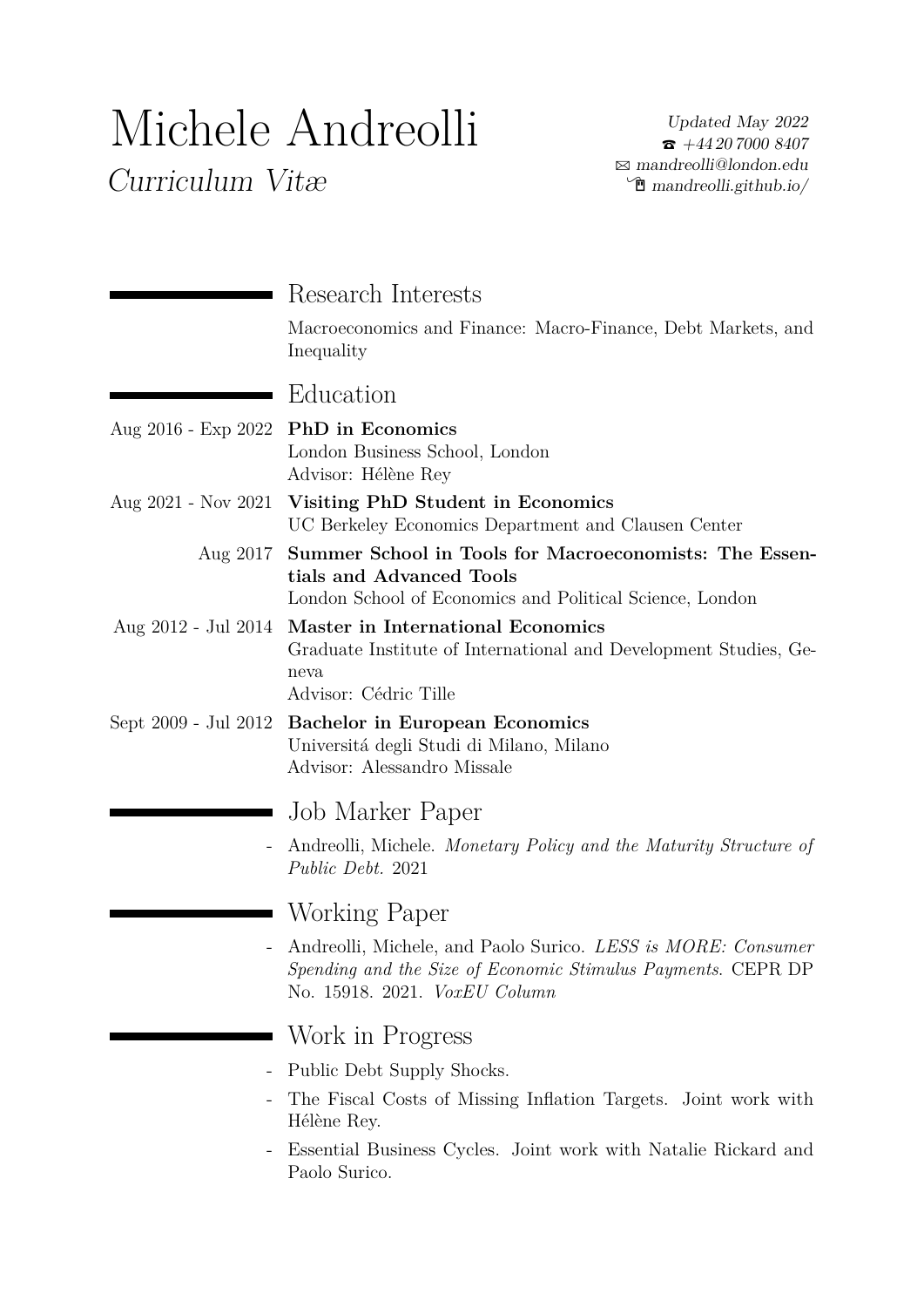# Michele Andreolli

*Curriculum Vitæ*

*Updated May 2022*
☎ *+44 20 7000 8407*
✉ *mandreolli@london.edu*
*mandreolli.github.io/*

## Research Interests

Macroeconomics and Finance: Macro-Finance, Debt Markets, and Inequality

## Education

Aug 2016 - Exp 2022 **PhD in Economics**
London Business School, London
Advisor: Hélène Rey

Aug 2021 - Nov 2021 **Visiting PhD Student in Economics**
UC Berkeley Economics Department and Clausen Center

Aug 2017 **Summer School in Tools for Macroeconomists: The Essentials and Advanced Tools**
London School of Economics and Political Science, London

Aug 2012 - Jul 2014 **Master in International Economics**
Graduate Institute of International and Development Studies, Geneva
Advisor: Cédric Tille

Sept 2009 - Jul 2012 **Bachelor in European Economics**
Universitá degli Studi di Milano, Milano
Advisor: Alessandro Missale

## Job Marker Paper

- Andreolli, Michele. *Monetary Policy and the Maturity Structure of Public Debt.* 2021

## Working Paper

- Andreolli, Michele, and Paolo Surico. *LESS is MORE: Consumer Spending and the Size of Economic Stimulus Payments.* CEPR DP No. 15918. 2021. *VoxEU Column*

## Work in Progress

- Public Debt Supply Shocks.
- The Fiscal Costs of Missing Inflation Targets. Joint work with Hélène Rey.
- Essential Business Cycles. Joint work with Natalie Rickard and Paolo Surico.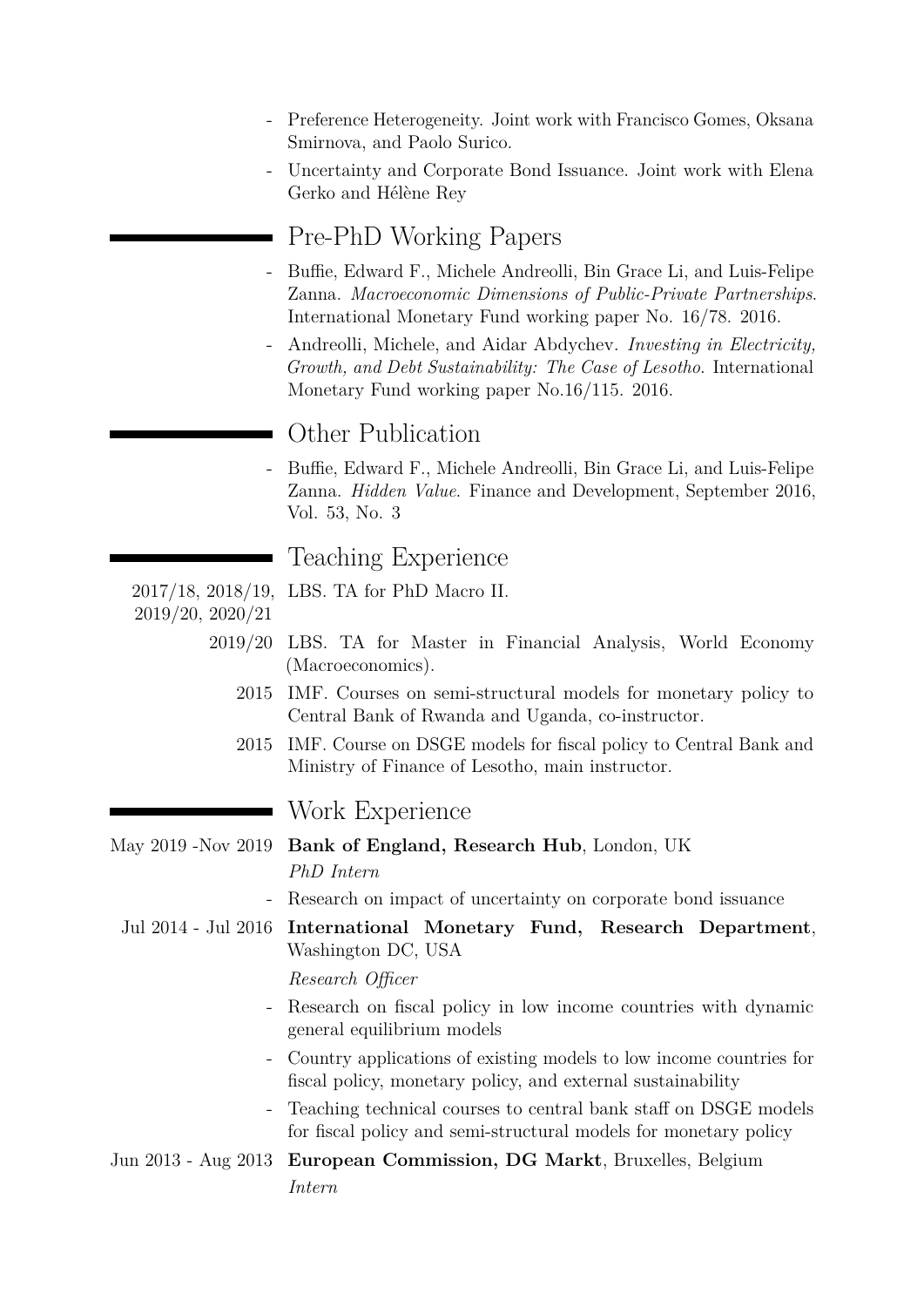- Preference Heterogeneity. Joint work with Francisco Gomes, Oksana Smirnova, and Paolo Surico.
- Uncertainty and Corporate Bond Issuance. Joint work with Elena Gerko and Hélène Rey

## Pre-PhD Working Papers

- Buffie, Edward F., Michele Andreolli, Bin Grace Li, and Luis-Felipe Zanna. *Macroeconomic Dimensions of Public-Private Partnerships*. International Monetary Fund working paper No. 16/78. 2016.
- Andreolli, Michele, and Aidar Abdychev. *Investing in Electricity, Growth, and Debt Sustainability: The Case of Lesotho*. International Monetary Fund working paper No.16/115. 2016.

## Other Publication

- Buffie, Edward F., Michele Andreolli, Bin Grace Li, and Luis-Felipe Zanna. *Hidden Value*. Finance and Development, September 2016, Vol. 53, No. 3

## Teaching Experience

2017/18, 2018/19, 2019/20, 2020/21 — LBS. TA for PhD Macro II.

2019/20 — LBS. TA for Master in Financial Analysis, World Economy (Macroeconomics).

2015 — IMF. Courses on semi-structural models for monetary policy to Central Bank of Rwanda and Uganda, co-instructor.

2015 — IMF. Course on DSGE models for fiscal policy to Central Bank and Ministry of Finance of Lesotho, main instructor.

## Work Experience

May 2019 -Nov 2019 — **Bank of England, Research Hub**, London, UK

*PhD Intern*

- Research on impact of uncertainty on corporate bond issuance

Jul 2014 - Jul 2016 — **International Monetary Fund, Research Department**, Washington DC, USA

*Research Officer*

- Research on fiscal policy in low income countries with dynamic general equilibrium models
- Country applications of existing models to low income countries for fiscal policy, monetary policy, and external sustainability
- Teaching technical courses to central bank staff on DSGE models for fiscal policy and semi-structural models for monetary policy

Jun 2013 - Aug 2013 — **European Commission, DG Markt**, Bruxelles, Belgium

*Intern*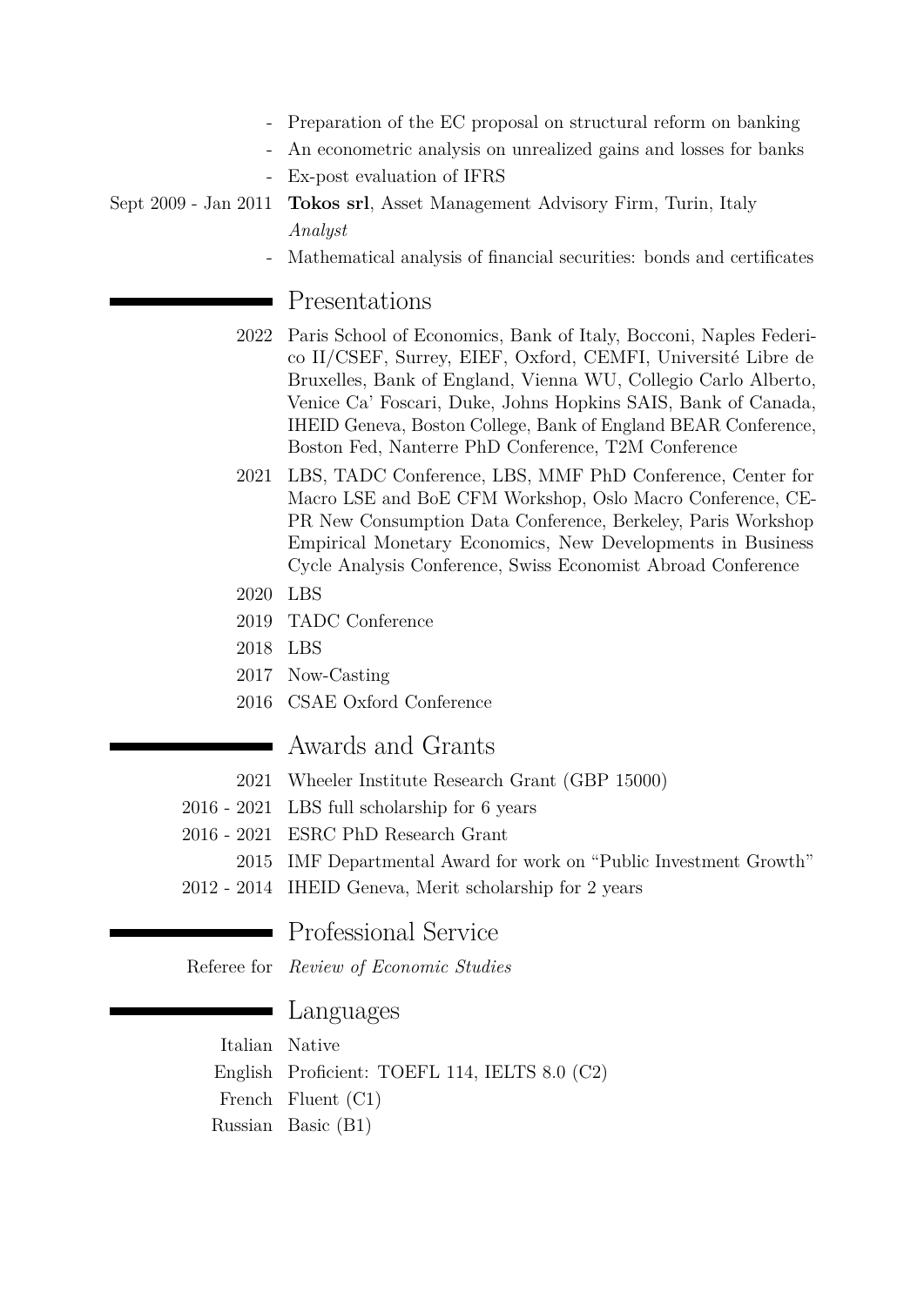- Preparation of the EC proposal on structural reform on banking
- An econometric analysis on unrealized gains and losses for banks
- Ex-post evaluation of IFRS

Sept 2009 - Jan 2011 **Tokos srl**, Asset Management Advisory Firm, Turin, Italy
*Analyst*

- Mathematical analysis of financial securities: bonds and certificates

## Presentations

2022 Paris School of Economics, Bank of Italy, Bocconi, Naples Federico II/CSEF, Surrey, EIEF, Oxford, CEMFI, Université Libre de Bruxelles, Bank of England, Vienna WU, Collegio Carlo Alberto, Venice Ca' Foscari, Duke, Johns Hopkins SAIS, Bank of Canada, IHEID Geneva, Boston College, Bank of England BEAR Conference, Boston Fed, Nanterre PhD Conference, T2M Conference

2021 LBS, TADC Conference, LBS, MMF PhD Conference, Center for Macro LSE and BoE CFM Workshop, Oslo Macro Conference, CEPR New Consumption Data Conference, Berkeley, Paris Workshop Empirical Monetary Economics, New Developments in Business Cycle Analysis Conference, Swiss Economist Abroad Conference

2020 LBS

2019 TADC Conference

2018 LBS

2017 Now-Casting

2016 CSAE Oxford Conference

## Awards and Grants

2021 Wheeler Institute Research Grant (GBP 15000)

2016 - 2021 LBS full scholarship for 6 years

2016 - 2021 ESRC PhD Research Grant

2015 IMF Departmental Award for work on "Public Investment Growth"

2012 - 2014 IHEID Geneva, Merit scholarship for 2 years

## Professional Service

Referee for *Review of Economic Studies*

## Languages

Italian Native

English Proficient: TOEFL 114, IELTS 8.0 (C2)

French Fluent (C1)

Russian Basic (B1)